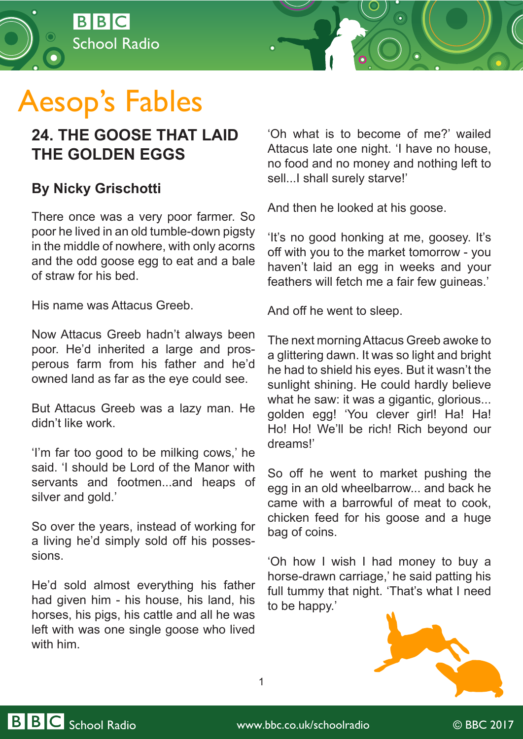# Aesop's Fables

## 24. THE GOOSE THAT LAID THE GOLDEN EGGS

### By Nicky Grischotti

There once was a very poor farmer. So poor he lived in an old tumble-down pigsty in the middle of nowhere, with only acorns and the odd goose egg to eat and a bale of straw for his bed.

His name was Attacus Greeb.

Now Attacus Greeb hadn't always been poor. He'd inherited a large and prosperous farm from his father and he'd owned land as far as the eye could see.

But Attacus Greeb was a lazy man. He didn't like work.

'I'm far too good to be milking cows,' he said. 'I should be Lord of the Manor with servants and footmen...and heaps of silver and gold.'

So over the years, instead of working for a living he'd simply sold off his possessions.

He'd sold almost everything his father had given him - his house, his land, his horses, his pigs, his cattle and all he was left with was one single goose who lived with him.

'Oh what is to become of me?' wailed Attacus late one night. 'I have no house, no food and no money and nothing left to sell...I shall surely starve!'

And then he looked at his goose.

'It's no good honking at me, goosey. It's off with you to the market tomorrow - you haven't laid an egg in weeks and your feathers will fetch me a fair few guineas.'

And off he went to sleep.

The next morning Attacus Greeb awoke to a glittering dawn. It was so light and bright he had to shield his eyes. But it wasn't the sunlight shining. He could hardly believe what he saw: it was a gigantic, glorious... golden egg! 'You clever girl! Ha! Ha! Ho! Ho! We'll be rich! Rich beyond our dreams!'

So off he went to market pushing the egg in an old wheelbarrow... and back he came with a barrowful of meat to cook, chicken feed for his goose and a huge bag of coins.

'Oh how I wish I had money to buy a horse-drawn carriage,' he said patting his full tummy that night. 'That's what I need to be happy.'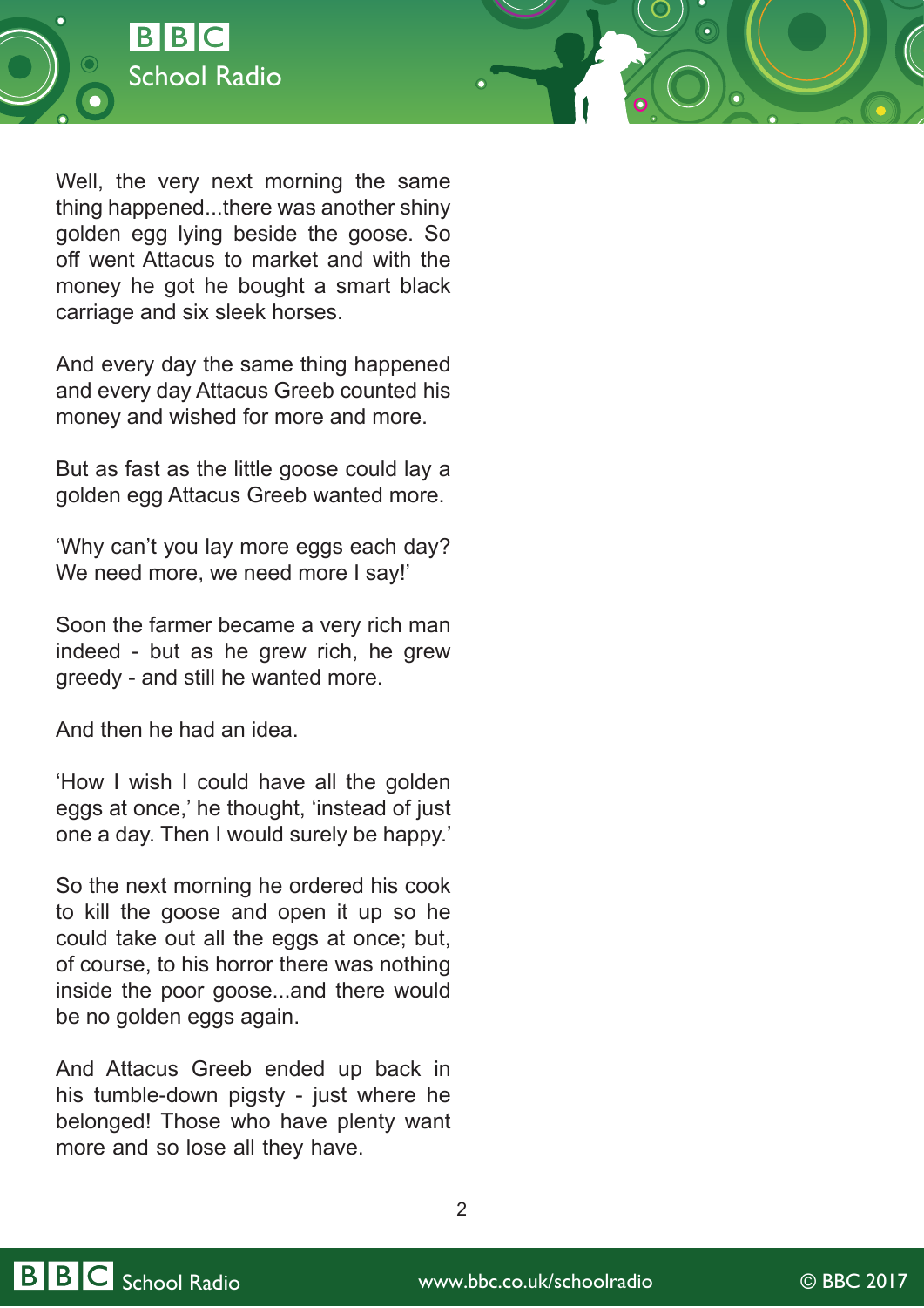Well, the very next morning the same thing happened...there was another shiny golden egg lying beside the goose. So off went Attacus to market and with the money he got he bought a smart black carriage and six sleek horses.

And every day the same thing happened and every day Attacus Greeb counted his money and wished for more and more.

But as fast as the little goose could lay a golden egg Attacus Greeb wanted more.

'Why can't you lay more eggs each day?
We need more, we need more I say!'

Soon the farmer became a very rich man indeed - but as he grew rich, he grew greedy - and still he wanted more.

And then he had an idea.

'How I wish I could have all the golden eggs at once,' he thought, 'instead of just one a day. Then I would surely be happy.'

So the next morning he ordered his cook to kill the goose and open it up so he could take out all the eggs at once; but, of course, to his horror there was nothing inside the poor goose...and there would be no golden eggs again.

And Attacus Greeb ended up back in his tumble-down pigsty - just where he belonged! Those who have plenty want more and so lose all they have.